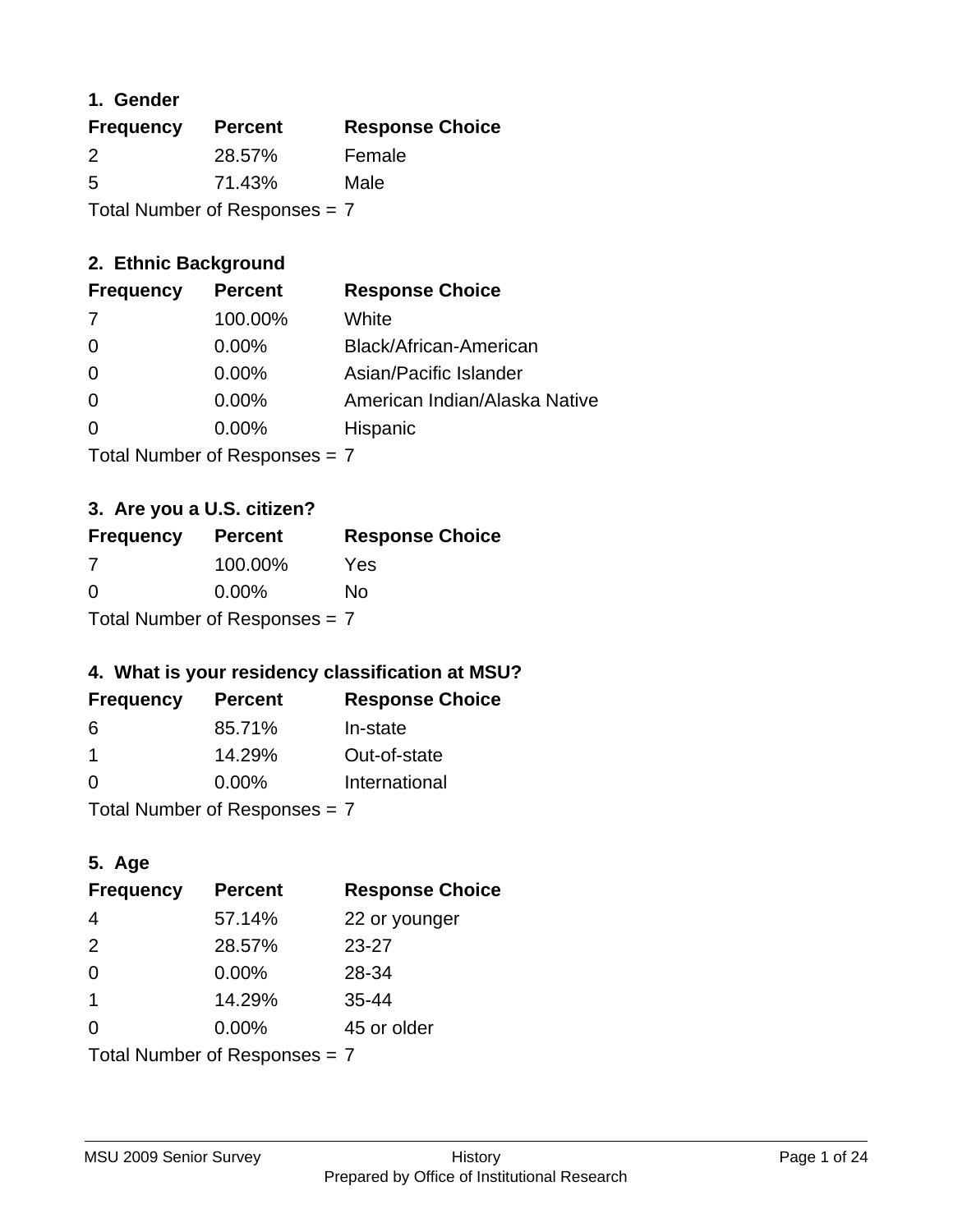## 1. Gender

| Frequency | Percent | Response Choice |
|---|---|---|
| 2 | 28.57% | Female |
| 5 | 71.43% | Male |

Total Number of Responses = 7

## 2. Ethnic Background

| Frequency | Percent | Response Choice |
|---|---|---|
| 7 | 100.00% | White |
| 0 | 0.00% | Black/African-American |
| 0 | 0.00% | Asian/Pacific Islander |
| 0 | 0.00% | American Indian/Alaska Native |
| 0 | 0.00% | Hispanic |

Total Number of Responses = 7

## 3. Are you a U.S. citizen?

| Frequency | Percent | Response Choice |
|---|---|---|
| 7 | 100.00% | Yes |
| 0 | 0.00% | No |

Total Number of Responses = 7

## 4. What is your residency classification at MSU?

| Frequency | Percent | Response Choice |
|---|---|---|
| 6 | 85.71% | In-state |
| 1 | 14.29% | Out-of-state |
| 0 | 0.00% | International |

Total Number of Responses = 7

## 5. Age

| Frequency | Percent | Response Choice |
|---|---|---|
| 4 | 57.14% | 22 or younger |
| 2 | 28.57% | 23-27 |
| 0 | 0.00% | 28-34 |
| 1 | 14.29% | 35-44 |
| 0 | 0.00% | 45 or older |

Total Number of Responses = 7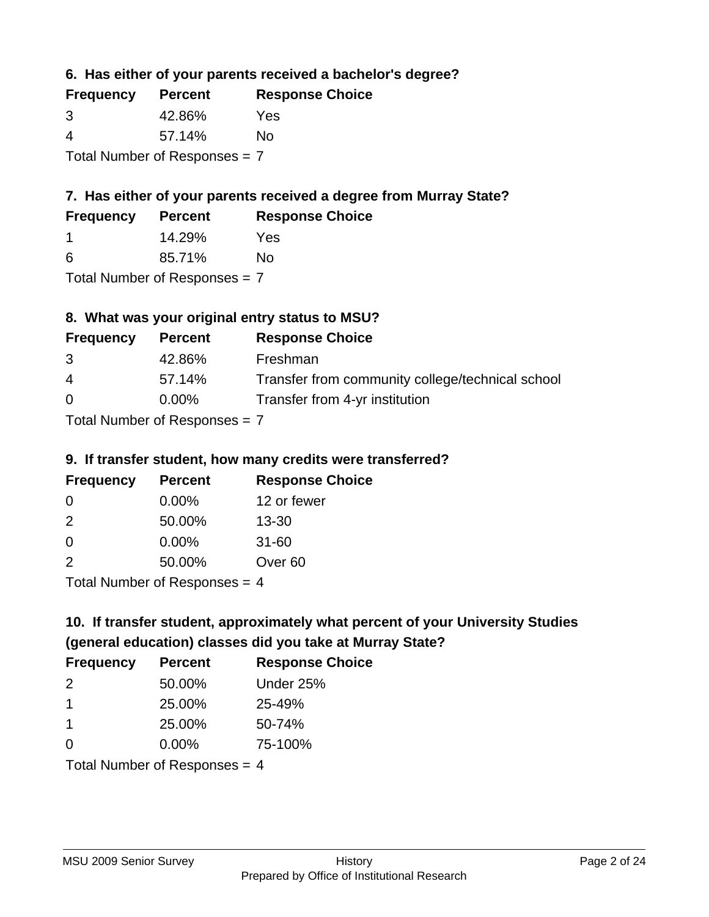### 6. Has either of your parents received a bachelor's degree?

| Frequency | Percent | Response Choice |
| --- | --- | --- |
| 3 | 42.86% | Yes |
| 4 | 57.14% | No |

Total Number of Responses = 7

### 7. Has either of your parents received a degree from Murray State?

| Frequency | Percent | Response Choice |
| --- | --- | --- |
| 1 | 14.29% | Yes |
| 6 | 85.71% | No |

Total Number of Responses = 7

### 8. What was your original entry status to MSU?

| Frequency | Percent | Response Choice |
| --- | --- | --- |
| 3 | 42.86% | Freshman |
| 4 | 57.14% | Transfer from community college/technical school |
| 0 | 0.00% | Transfer from 4-yr institution |

Total Number of Responses = 7

### 9. If transfer student, how many credits were transferred?

| Frequency | Percent | Response Choice |
| --- | --- | --- |
| 0 | 0.00% | 12 or fewer |
| 2 | 50.00% | 13-30 |
| 0 | 0.00% | 31-60 |
| 2 | 50.00% | Over 60 |

Total Number of Responses = 4

### 10. If transfer student, approximately what percent of your University Studies (general education) classes did you take at Murray State?

| Frequency | Percent | Response Choice |
| --- | --- | --- |
| 2 | 50.00% | Under 25% |
| 1 | 25.00% | 25-49% |
| 1 | 25.00% | 50-74% |
| 0 | 0.00% | 75-100% |

Total Number of Responses = 4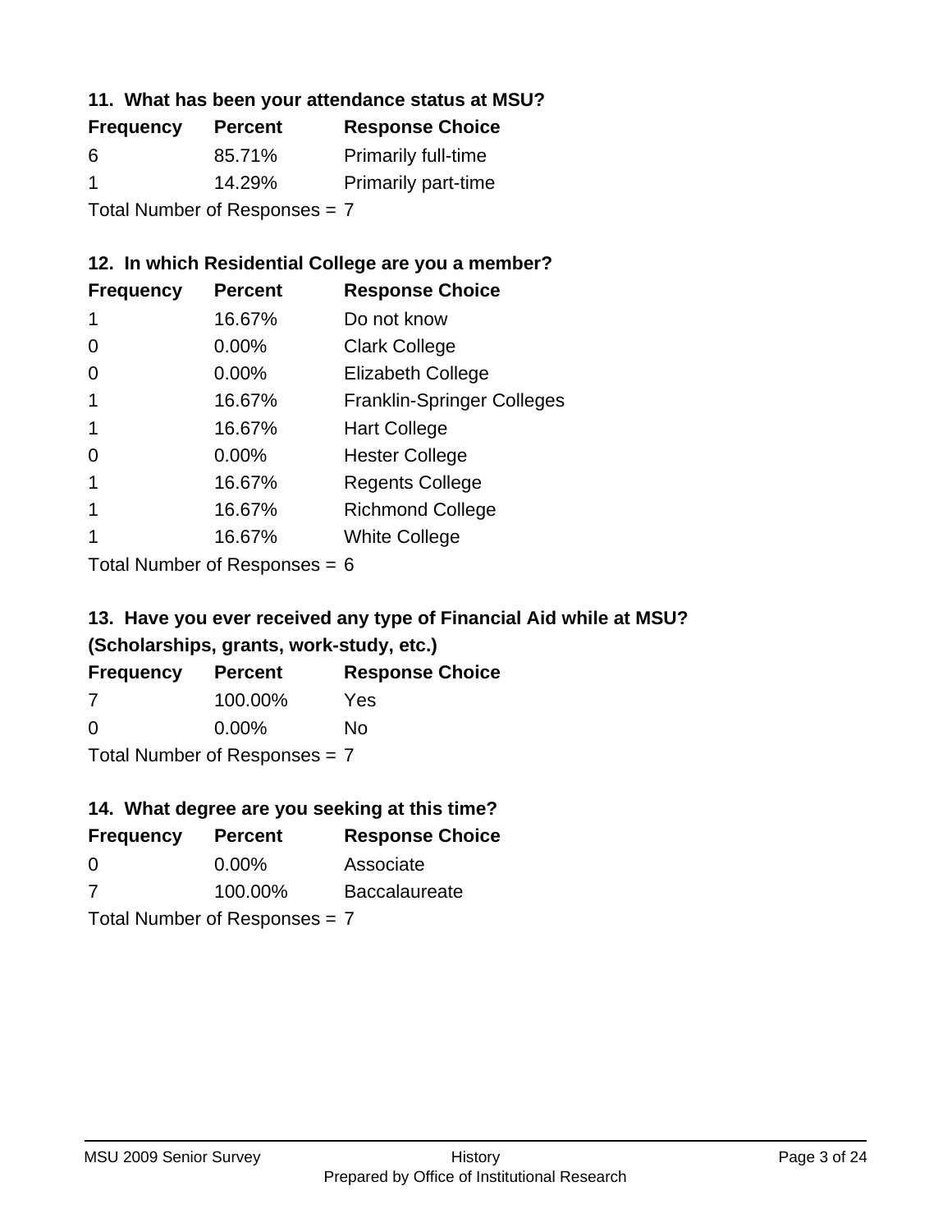### 11. What has been your attendance status at MSU?

| Frequency | Percent | Response Choice |
|---|---|---|
| 6 | 85.71% | Primarily full-time |
| 1 | 14.29% | Primarily part-time |

Total Number of Responses = 7

### 12. In which Residential College are you a member?

| Frequency | Percent | Response Choice |
|---|---|---|
| 1 | 16.67% | Do not know |
| 0 | 0.00% | Clark College |
| 0 | 0.00% | Elizabeth College |
| 1 | 16.67% | Franklin-Springer Colleges |
| 1 | 16.67% | Hart College |
| 0 | 0.00% | Hester College |
| 1 | 16.67% | Regents College |
| 1 | 16.67% | Richmond College |
| 1 | 16.67% | White College |

Total Number of Responses = 6

### 13. Have you ever received any type of Financial Aid while at MSU? (Scholarships, grants, work-study, etc.)

| Frequency | Percent | Response Choice |
|---|---|---|
| 7 | 100.00% | Yes |
| 0 | 0.00% | No |

Total Number of Responses = 7

### 14. What degree are you seeking at this time?

| Frequency | Percent | Response Choice |
|---|---|---|
| 0 | 0.00% | Associate |
| 7 | 100.00% | Baccalaureate |

Total Number of Responses = 7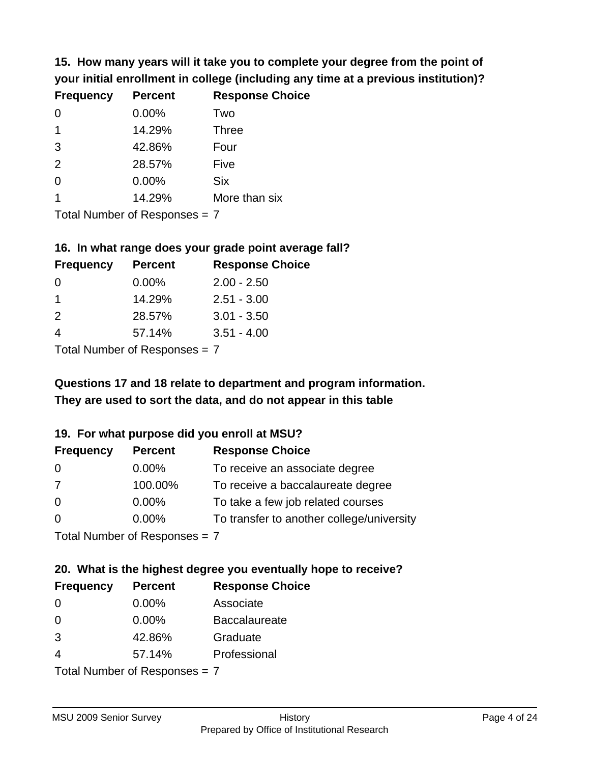**15. How many years will it take you to complete your degree from the point of your initial enrollment in college (including any time at a previous institution)?**

| Frequency | Percent | Response Choice |
|---|---|---|
| 0 | 0.00% | Two |
| 1 | 14.29% | Three |
| 3 | 42.86% | Four |
| 2 | 28.57% | Five |
| 0 | 0.00% | Six |
| 1 | 14.29% | More than six |

Total Number of Responses = 7

**16. In what range does your grade point average fall?**

| Frequency | Percent | Response Choice |
|---|---|---|
| 0 | 0.00% | 2.00 - 2.50 |
| 1 | 14.29% | 2.51 - 3.00 |
| 2 | 28.57% | 3.01 - 3.50 |
| 4 | 57.14% | 3.51 - 4.00 |

Total Number of Responses = 7

**Questions 17 and 18 relate to department and program information. They are used to sort the data, and do not appear in this table**

**19. For what purpose did you enroll at MSU?**

| Frequency | Percent | Response Choice |
|---|---|---|
| 0 | 0.00% | To receive an associate degree |
| 7 | 100.00% | To receive a baccalaureate degree |
| 0 | 0.00% | To take a few job related courses |
| 0 | 0.00% | To transfer to another college/university |

Total Number of Responses = 7

**20. What is the highest degree you eventually hope to receive?**

| Frequency | Percent | Response Choice |
|---|---|---|
| 0 | 0.00% | Associate |
| 0 | 0.00% | Baccalaureate |
| 3 | 42.86% | Graduate |
| 4 | 57.14% | Professional |

Total Number of Responses = 7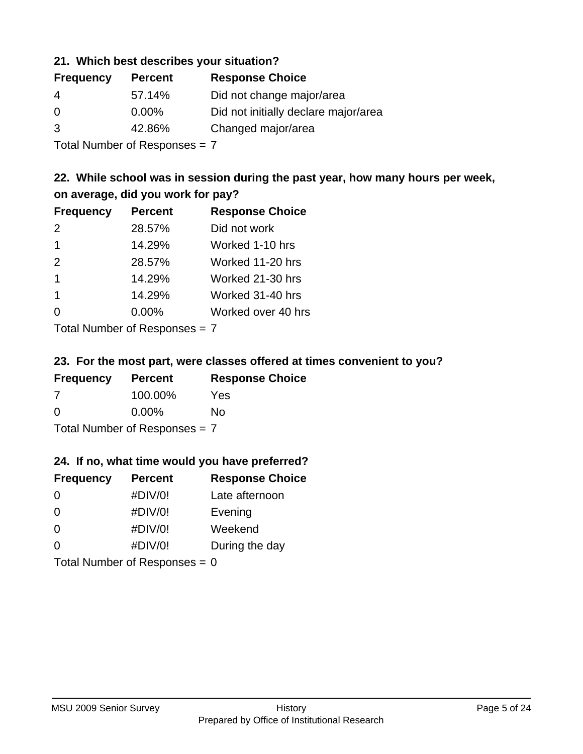### 21. Which best describes your situation?

| Frequency | Percent | Response Choice |
|---|---|---|
| 4 | 57.14% | Did not change major/area |
| 0 | 0.00% | Did not initially declare major/area |
| 3 | 42.86% | Changed major/area |

Total Number of Responses = 7

### 22. While school was in session during the past year, how many hours per week, on average, did you work for pay?

| Frequency | Percent | Response Choice |
|---|---|---|
| 2 | 28.57% | Did not work |
| 1 | 14.29% | Worked 1-10 hrs |
| 2 | 28.57% | Worked 11-20 hrs |
| 1 | 14.29% | Worked 21-30 hrs |
| 1 | 14.29% | Worked 31-40 hrs |
| 0 | 0.00% | Worked over 40 hrs |

Total Number of Responses = 7

### 23. For the most part, were classes offered at times convenient to you?

| Frequency | Percent | Response Choice |
|---|---|---|
| 7 | 100.00% | Yes |
| 0 | 0.00% | No |

Total Number of Responses = 7

### 24. If no, what time would you have preferred?

| Frequency | Percent | Response Choice |
|---|---|---|
| 0 | #DIV/0! | Late afternoon |
| 0 | #DIV/0! | Evening |
| 0 | #DIV/0! | Weekend |
| 0 | #DIV/0! | During the day |

Total Number of Responses = 0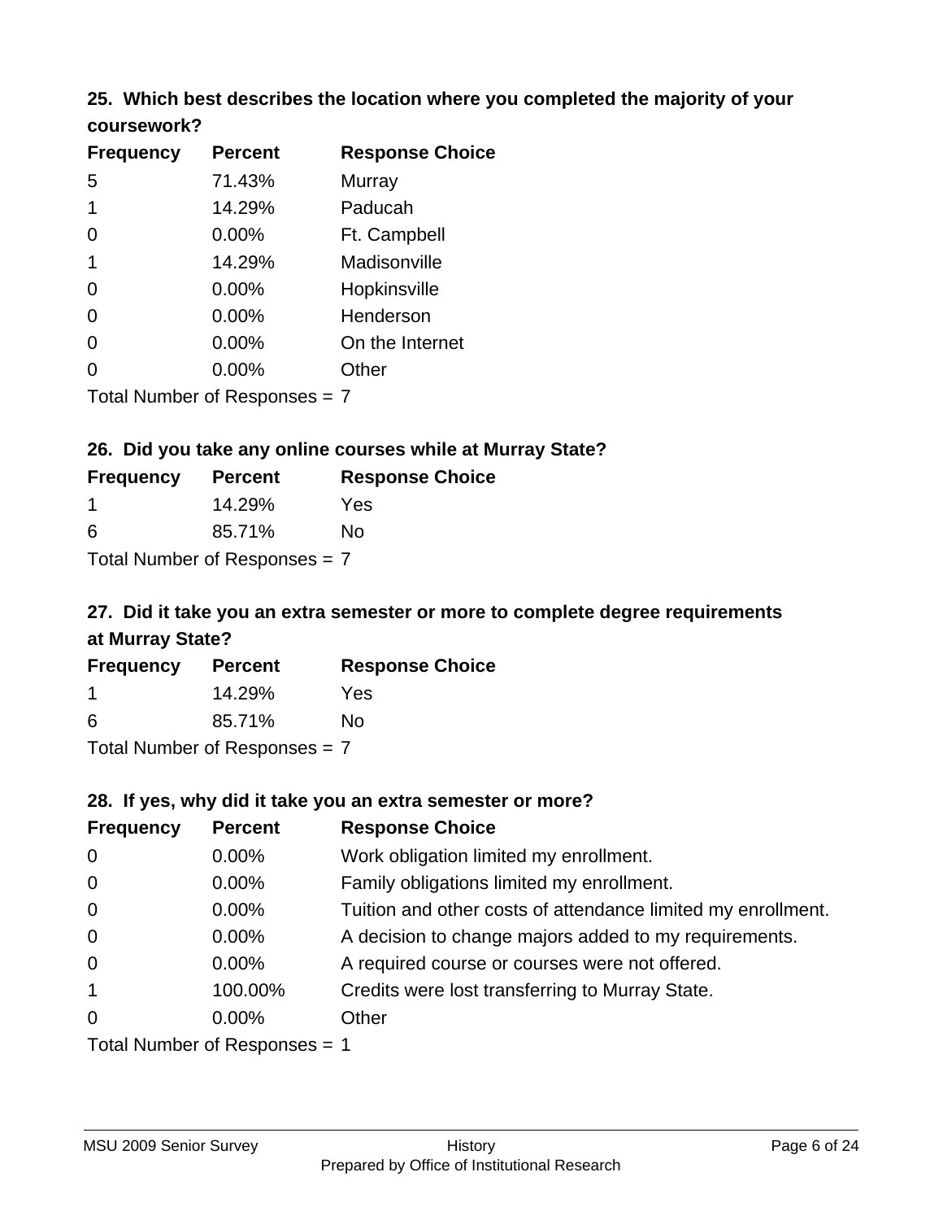### 25. Which best describes the location where you completed the majority of your coursework?

| Frequency | Percent | Response Choice |
|---|---|---|
| 5 | 71.43% | Murray |
| 1 | 14.29% | Paducah |
| 0 | 0.00% | Ft. Campbell |
| 1 | 14.29% | Madisonville |
| 0 | 0.00% | Hopkinsville |
| 0 | 0.00% | Henderson |
| 0 | 0.00% | On the Internet |
| 0 | 0.00% | Other |

Total Number of Responses = 7

### 26. Did you take any online courses while at Murray State?

| Frequency | Percent | Response Choice |
|---|---|---|
| 1 | 14.29% | Yes |
| 6 | 85.71% | No |

Total Number of Responses = 7

### 27. Did it take you an extra semester or more to complete degree requirements at Murray State?

| Frequency | Percent | Response Choice |
|---|---|---|
| 1 | 14.29% | Yes |
| 6 | 85.71% | No |

Total Number of Responses = 7

### 28. If yes, why did it take you an extra semester or more?

| Frequency | Percent | Response Choice |
|---|---|---|
| 0 | 0.00% | Work obligation limited my enrollment. |
| 0 | 0.00% | Family obligations limited my enrollment. |
| 0 | 0.00% | Tuition and other costs of attendance limited my enrollment. |
| 0 | 0.00% | A decision to change majors added to my requirements. |
| 0 | 0.00% | A required course or courses were not offered. |
| 1 | 100.00% | Credits were lost transferring to Murray State. |
| 0 | 0.00% | Other |

Total Number of Responses = 1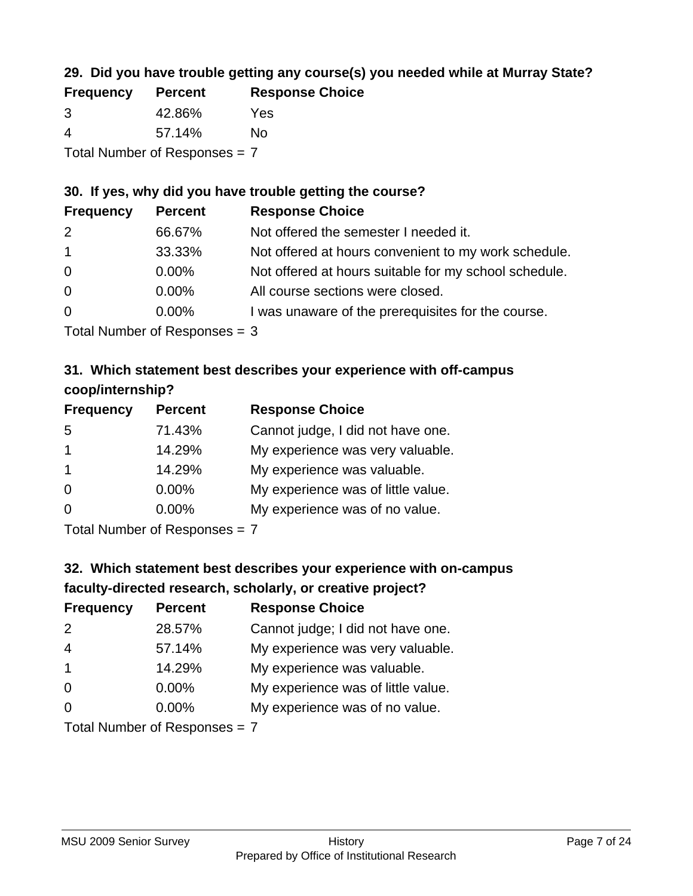### 29. Did you have trouble getting any course(s) you needed while at Murray State?

| Frequency | Percent | Response Choice |
|---|---|---|
| 3 | 42.86% | Yes |
| 4 | 57.14% | No |

Total Number of Responses = 7

### 30. If yes, why did you have trouble getting the course?

| Frequency | Percent | Response Choice |
|---|---|---|
| 2 | 66.67% | Not offered the semester I needed it. |
| 1 | 33.33% | Not offered at hours convenient to my work schedule. |
| 0 | 0.00% | Not offered at hours suitable for my school schedule. |
| 0 | 0.00% | All course sections were closed. |
| 0 | 0.00% | I was unaware of the prerequisites for the course. |

Total Number of Responses = 3

### 31. Which statement best describes your experience with off-campus coop/internship?

| Frequency | Percent | Response Choice |
|---|---|---|
| 5 | 71.43% | Cannot judge, I did not have one. |
| 1 | 14.29% | My experience was very valuable. |
| 1 | 14.29% | My experience was valuable. |
| 0 | 0.00% | My experience was of little value. |
| 0 | 0.00% | My experience was of no value. |

Total Number of Responses = 7

### 32. Which statement best describes your experience with on-campus faculty-directed research, scholarly, or creative project?

| Frequency | Percent | Response Choice |
|---|---|---|
| 2 | 28.57% | Cannot judge; I did not have one. |
| 4 | 57.14% | My experience was very valuable. |
| 1 | 14.29% | My experience was valuable. |
| 0 | 0.00% | My experience was of little value. |
| 0 | 0.00% | My experience was of no value. |

Total Number of Responses = 7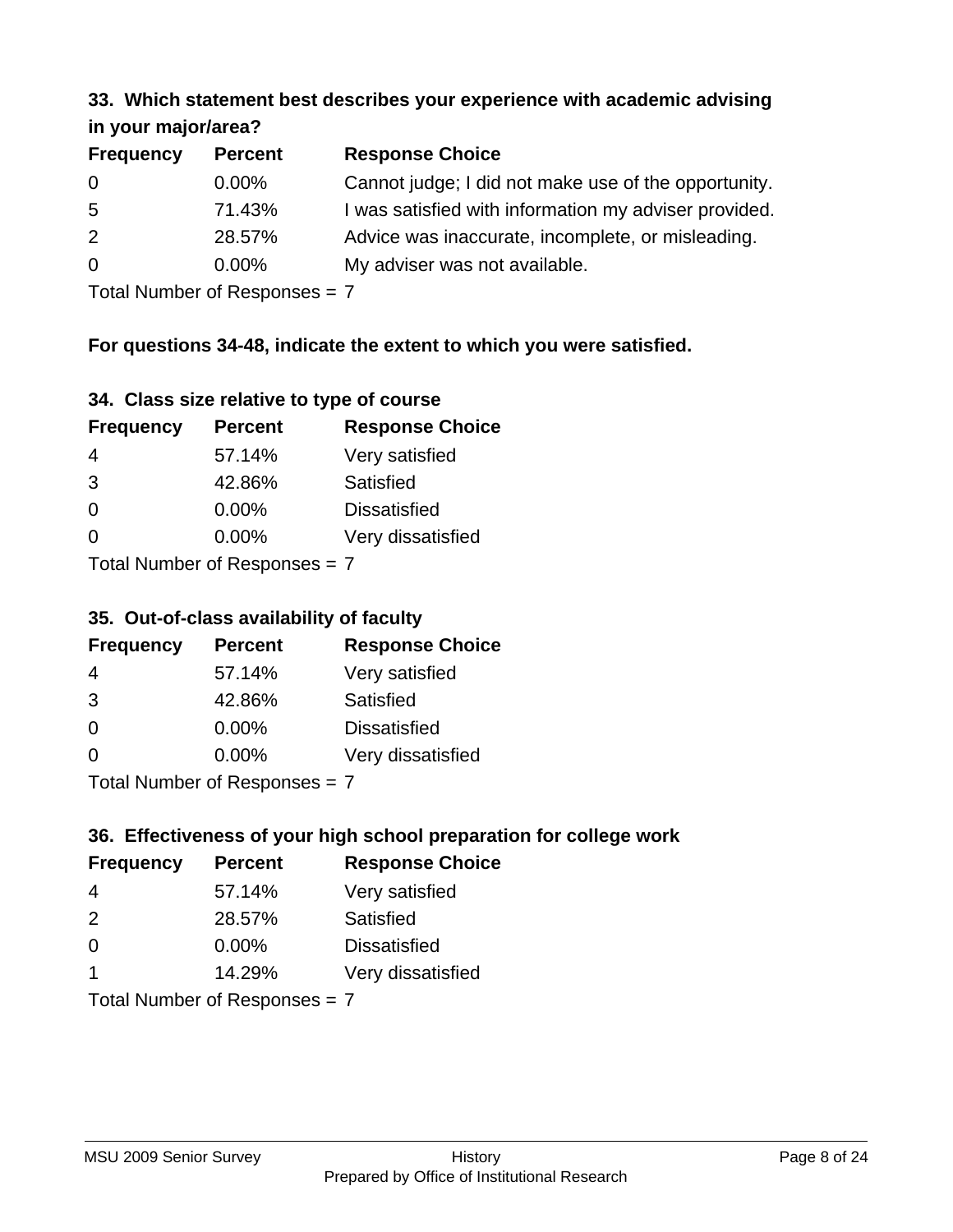### 33. Which statement best describes your experience with academic advising in your major/area?

| Frequency | Percent | Response Choice |
|---|---|---|
| 0 | 0.00% | Cannot judge; I did not make use of the opportunity. |
| 5 | 71.43% | I was satisfied with information my adviser provided. |
| 2 | 28.57% | Advice was inaccurate, incomplete, or misleading. |
| 0 | 0.00% | My adviser was not available. |

Total Number of Responses = 7

**For questions 34-48, indicate the extent to which you were satisfied.**

### 34. Class size relative to type of course

| Frequency | Percent | Response Choice |
|---|---|---|
| 4 | 57.14% | Very satisfied |
| 3 | 42.86% | Satisfied |
| 0 | 0.00% | Dissatisfied |
| 0 | 0.00% | Very dissatisfied |

Total Number of Responses = 7

### 35. Out-of-class availability of faculty

| Frequency | Percent | Response Choice |
|---|---|---|
| 4 | 57.14% | Very satisfied |
| 3 | 42.86% | Satisfied |
| 0 | 0.00% | Dissatisfied |
| 0 | 0.00% | Very dissatisfied |

Total Number of Responses = 7

### 36. Effectiveness of your high school preparation for college work

| Frequency | Percent | Response Choice |
|---|---|---|
| 4 | 57.14% | Very satisfied |
| 2 | 28.57% | Satisfied |
| 0 | 0.00% | Dissatisfied |
| 1 | 14.29% | Very dissatisfied |

Total Number of Responses = 7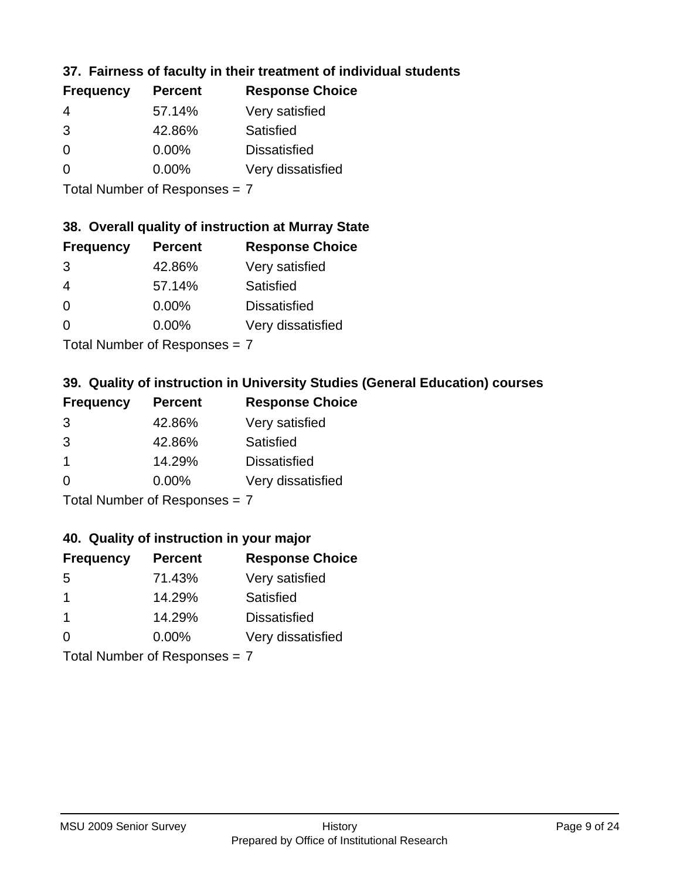### 37. Fairness of faculty in their treatment of individual students

| Frequency | Percent | Response Choice |
|---|---|---|
| 4 | 57.14% | Very satisfied |
| 3 | 42.86% | Satisfied |
| 0 | 0.00% | Dissatisfied |
| 0 | 0.00% | Very dissatisfied |

Total Number of Responses = 7

### 38. Overall quality of instruction at Murray State

| Frequency | Percent | Response Choice |
|---|---|---|
| 3 | 42.86% | Very satisfied |
| 4 | 57.14% | Satisfied |
| 0 | 0.00% | Dissatisfied |
| 0 | 0.00% | Very dissatisfied |

Total Number of Responses = 7

### 39. Quality of instruction in University Studies (General Education) courses

| Frequency | Percent | Response Choice |
|---|---|---|
| 3 | 42.86% | Very satisfied |
| 3 | 42.86% | Satisfied |
| 1 | 14.29% | Dissatisfied |
| 0 | 0.00% | Very dissatisfied |

Total Number of Responses = 7

### 40. Quality of instruction in your major

| Frequency | Percent | Response Choice |
|---|---|---|
| 5 | 71.43% | Very satisfied |
| 1 | 14.29% | Satisfied |
| 1 | 14.29% | Dissatisfied |
| 0 | 0.00% | Very dissatisfied |

Total Number of Responses = 7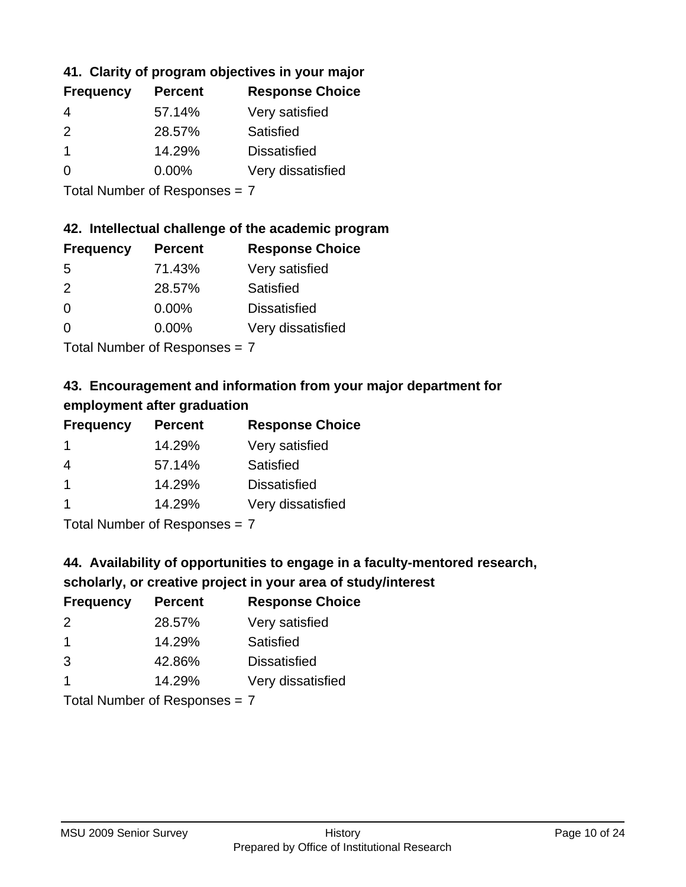### 41. Clarity of program objectives in your major

| Frequency | Percent | Response Choice |
|---|---|---|
| 4 | 57.14% | Very satisfied |
| 2 | 28.57% | Satisfied |
| 1 | 14.29% | Dissatisfied |
| 0 | 0.00% | Very dissatisfied |

Total Number of Responses = 7

### 42. Intellectual challenge of the academic program

| Frequency | Percent | Response Choice |
|---|---|---|
| 5 | 71.43% | Very satisfied |
| 2 | 28.57% | Satisfied |
| 0 | 0.00% | Dissatisfied |
| 0 | 0.00% | Very dissatisfied |

Total Number of Responses = 7

### 43. Encouragement and information from your major department for employment after graduation

| Frequency | Percent | Response Choice |
|---|---|---|
| 1 | 14.29% | Very satisfied |
| 4 | 57.14% | Satisfied |
| 1 | 14.29% | Dissatisfied |
| 1 | 14.29% | Very dissatisfied |

Total Number of Responses = 7

### 44. Availability of opportunities to engage in a faculty-mentored research, scholarly, or creative project in your area of study/interest

| Frequency | Percent | Response Choice |
|---|---|---|
| 2 | 28.57% | Very satisfied |
| 1 | 14.29% | Satisfied |
| 3 | 42.86% | Dissatisfied |
| 1 | 14.29% | Very dissatisfied |

Total Number of Responses = 7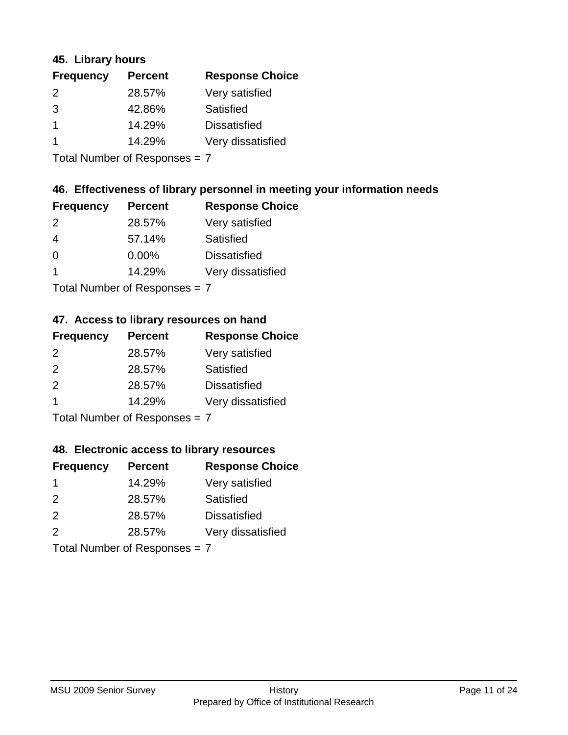### 45. Library hours

| Frequency | Percent | Response Choice |
|---|---|---|
| 2 | 28.57% | Very satisfied |
| 3 | 42.86% | Satisfied |
| 1 | 14.29% | Dissatisfied |
| 1 | 14.29% | Very dissatisfied |

Total Number of Responses = 7

### 46. Effectiveness of library personnel in meeting your information needs

| Frequency | Percent | Response Choice |
|---|---|---|
| 2 | 28.57% | Very satisfied |
| 4 | 57.14% | Satisfied |
| 0 | 0.00% | Dissatisfied |
| 1 | 14.29% | Very dissatisfied |

Total Number of Responses = 7

### 47. Access to library resources on hand

| Frequency | Percent | Response Choice |
|---|---|---|
| 2 | 28.57% | Very satisfied |
| 2 | 28.57% | Satisfied |
| 2 | 28.57% | Dissatisfied |
| 1 | 14.29% | Very dissatisfied |

Total Number of Responses = 7

### 48. Electronic access to library resources

| Frequency | Percent | Response Choice |
|---|---|---|
| 1 | 14.29% | Very satisfied |
| 2 | 28.57% | Satisfied |
| 2 | 28.57% | Dissatisfied |
| 2 | 28.57% | Very dissatisfied |

Total Number of Responses = 7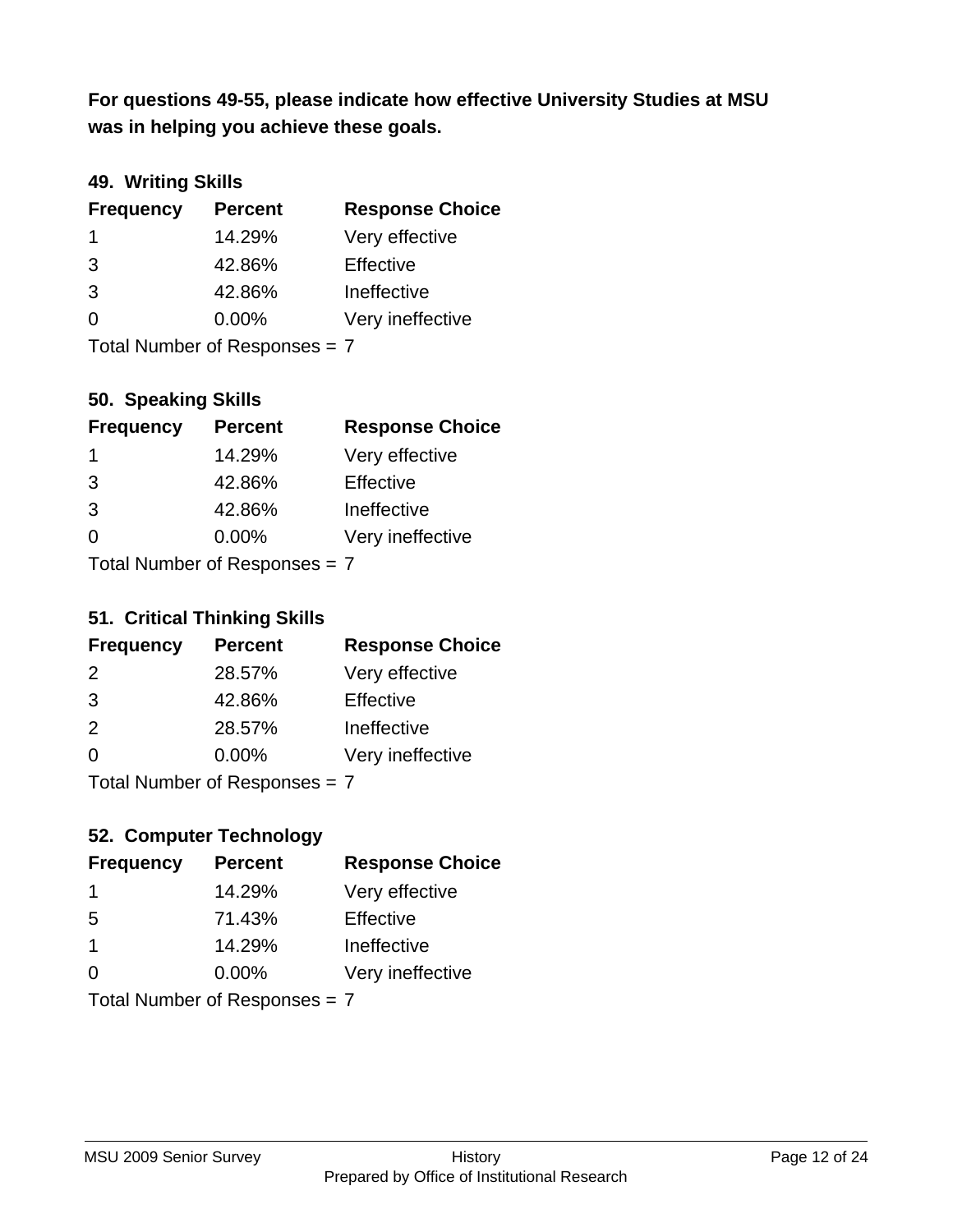**For questions 49-55, please indicate how effective University Studies at MSU was in helping you achieve these goals.**

### 49. Writing Skills

| Frequency | Percent | Response Choice |
|---|---|---|
| 1 | 14.29% | Very effective |
| 3 | 42.86% | Effective |
| 3 | 42.86% | Ineffective |
| 0 | 0.00% | Very ineffective |

Total Number of Responses = 7

### 50. Speaking Skills

| Frequency | Percent | Response Choice |
|---|---|---|
| 1 | 14.29% | Very effective |
| 3 | 42.86% | Effective |
| 3 | 42.86% | Ineffective |
| 0 | 0.00% | Very ineffective |

Total Number of Responses = 7

### 51. Critical Thinking Skills

| Frequency | Percent | Response Choice |
|---|---|---|
| 2 | 28.57% | Very effective |
| 3 | 42.86% | Effective |
| 2 | 28.57% | Ineffective |
| 0 | 0.00% | Very ineffective |

Total Number of Responses = 7

### 52. Computer Technology

| Frequency | Percent | Response Choice |
|---|---|---|
| 1 | 14.29% | Very effective |
| 5 | 71.43% | Effective |
| 1 | 14.29% | Ineffective |
| 0 | 0.00% | Very ineffective |

Total Number of Responses = 7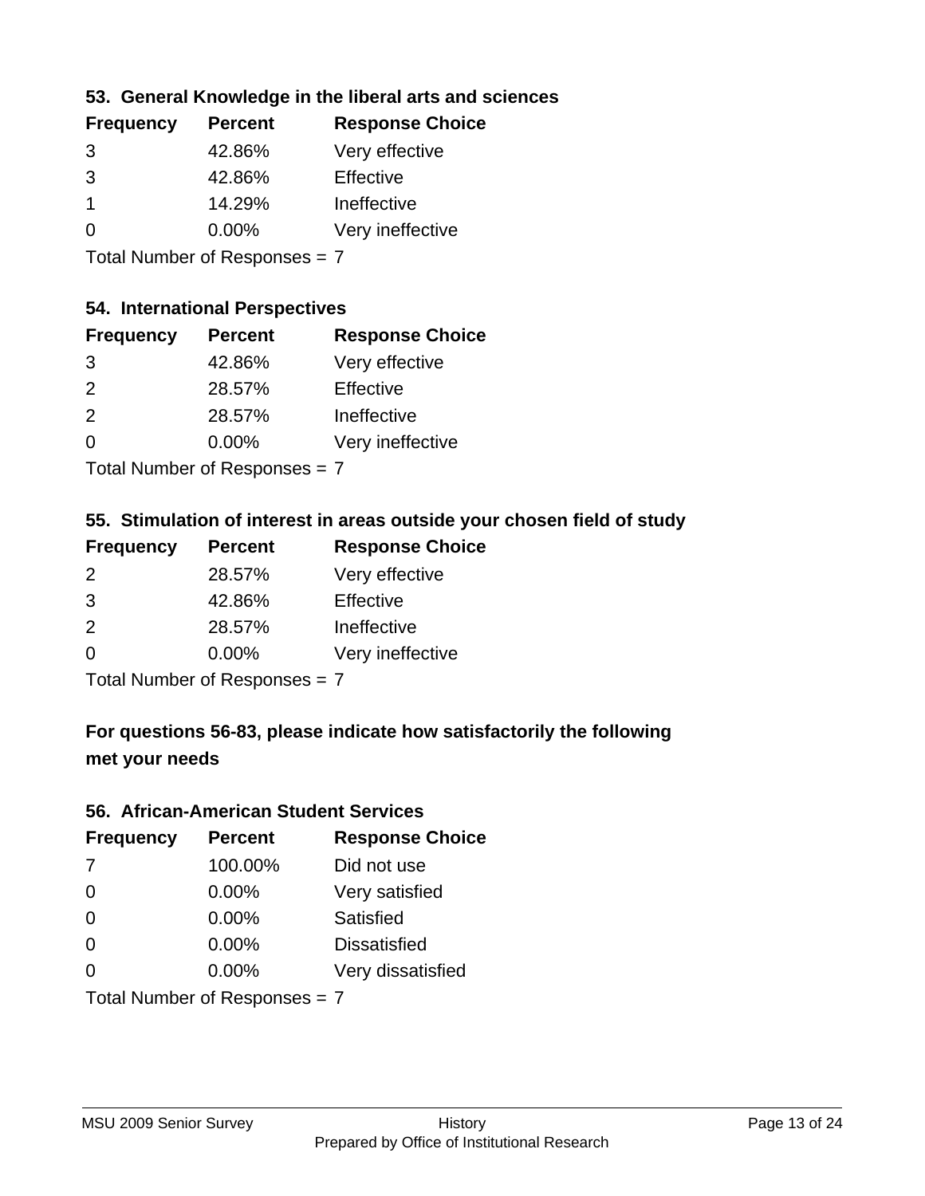### 53. General Knowledge in the liberal arts and sciences

| Frequency | Percent | Response Choice |
|---|---|---|
| 3 | 42.86% | Very effective |
| 3 | 42.86% | Effective |
| 1 | 14.29% | Ineffective |
| 0 | 0.00% | Very ineffective |

Total Number of Responses = 7

### 54. International Perspectives

| Frequency | Percent | Response Choice |
|---|---|---|
| 3 | 42.86% | Very effective |
| 2 | 28.57% | Effective |
| 2 | 28.57% | Ineffective |
| 0 | 0.00% | Very ineffective |

Total Number of Responses = 7

### 55. Stimulation of interest in areas outside your chosen field of study

| Frequency | Percent | Response Choice |
|---|---|---|
| 2 | 28.57% | Very effective |
| 3 | 42.86% | Effective |
| 2 | 28.57% | Ineffective |
| 0 | 0.00% | Very ineffective |

Total Number of Responses = 7

## For questions 56-83, please indicate how satisfactorily the following met your needs

### 56. African-American Student Services

| Frequency | Percent | Response Choice |
|---|---|---|
| 7 | 100.00% | Did not use |
| 0 | 0.00% | Very satisfied |
| 0 | 0.00% | Satisfied |
| 0 | 0.00% | Dissatisfied |
| 0 | 0.00% | Very dissatisfied |

Total Number of Responses = 7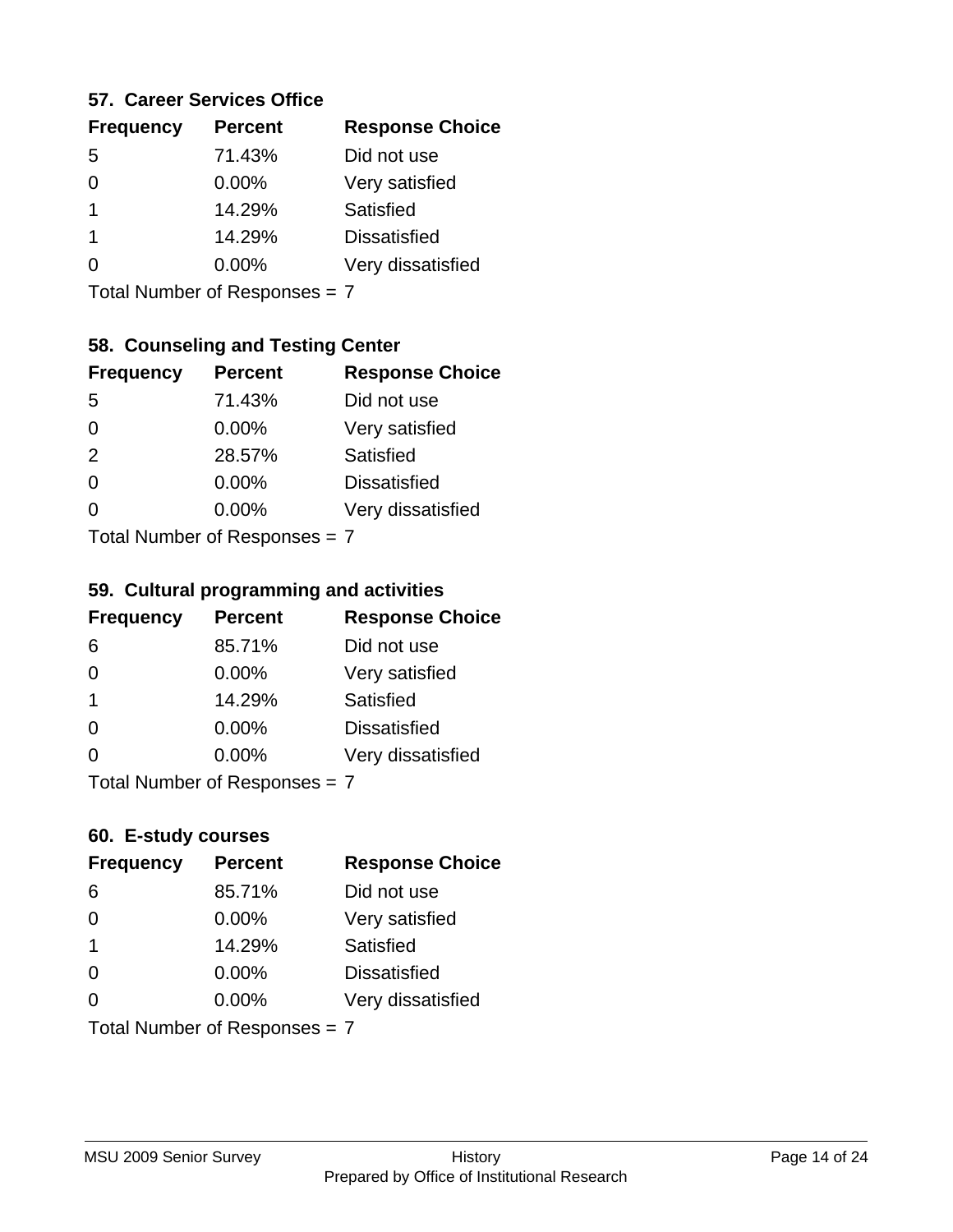### 57. Career Services Office

| Frequency | Percent | Response Choice |
|---|---|---|
| 5 | 71.43% | Did not use |
| 0 | 0.00% | Very satisfied |
| 1 | 14.29% | Satisfied |
| 1 | 14.29% | Dissatisfied |
| 0 | 0.00% | Very dissatisfied |

Total Number of Responses = 7

### 58. Counseling and Testing Center

| Frequency | Percent | Response Choice |
|---|---|---|
| 5 | 71.43% | Did not use |
| 0 | 0.00% | Very satisfied |
| 2 | 28.57% | Satisfied |
| 0 | 0.00% | Dissatisfied |
| 0 | 0.00% | Very dissatisfied |

Total Number of Responses = 7

### 59. Cultural programming and activities

| Frequency | Percent | Response Choice |
|---|---|---|
| 6 | 85.71% | Did not use |
| 0 | 0.00% | Very satisfied |
| 1 | 14.29% | Satisfied |
| 0 | 0.00% | Dissatisfied |
| 0 | 0.00% | Very dissatisfied |

Total Number of Responses = 7

### 60. E-study courses

| Frequency | Percent | Response Choice |
|---|---|---|
| 6 | 85.71% | Did not use |
| 0 | 0.00% | Very satisfied |
| 1 | 14.29% | Satisfied |
| 0 | 0.00% | Dissatisfied |
| 0 | 0.00% | Very dissatisfied |

Total Number of Responses = 7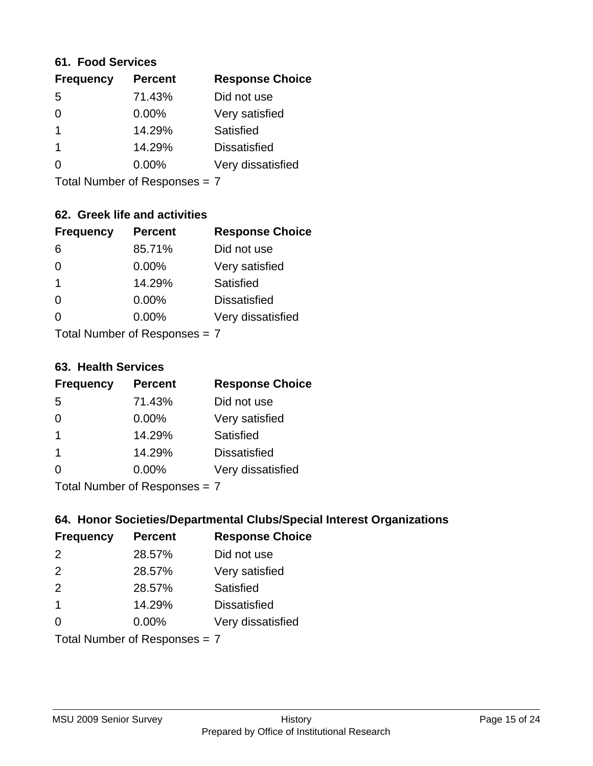### 61. Food Services

| Frequency | Percent | Response Choice |
|---|---|---|
| 5 | 71.43% | Did not use |
| 0 | 0.00% | Very satisfied |
| 1 | 14.29% | Satisfied |
| 1 | 14.29% | Dissatisfied |
| 0 | 0.00% | Very dissatisfied |

Total Number of Responses = 7

### 62. Greek life and activities

| Frequency | Percent | Response Choice |
|---|---|---|
| 6 | 85.71% | Did not use |
| 0 | 0.00% | Very satisfied |
| 1 | 14.29% | Satisfied |
| 0 | 0.00% | Dissatisfied |
| 0 | 0.00% | Very dissatisfied |

Total Number of Responses = 7

### 63. Health Services

| Frequency | Percent | Response Choice |
|---|---|---|
| 5 | 71.43% | Did not use |
| 0 | 0.00% | Very satisfied |
| 1 | 14.29% | Satisfied |
| 1 | 14.29% | Dissatisfied |
| 0 | 0.00% | Very dissatisfied |

Total Number of Responses = 7

### 64. Honor Societies/Departmental Clubs/Special Interest Organizations

| Frequency | Percent | Response Choice |
|---|---|---|
| 2 | 28.57% | Did not use |
| 2 | 28.57% | Very satisfied |
| 2 | 28.57% | Satisfied |
| 1 | 14.29% | Dissatisfied |
| 0 | 0.00% | Very dissatisfied |

Total Number of Responses = 7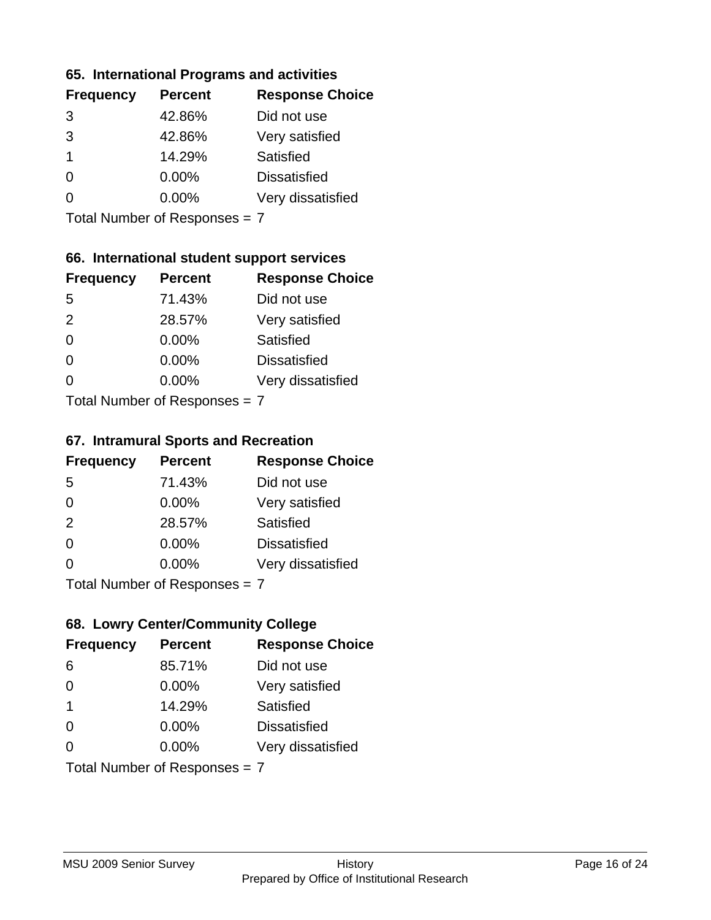### 65. International Programs and activities

| Frequency | Percent | Response Choice |
|---|---|---|
| 3 | 42.86% | Did not use |
| 3 | 42.86% | Very satisfied |
| 1 | 14.29% | Satisfied |
| 0 | 0.00% | Dissatisfied |
| 0 | 0.00% | Very dissatisfied |

Total Number of Responses = 7

### 66. International student support services

| Frequency | Percent | Response Choice |
|---|---|---|
| 5 | 71.43% | Did not use |
| 2 | 28.57% | Very satisfied |
| 0 | 0.00% | Satisfied |
| 0 | 0.00% | Dissatisfied |
| 0 | 0.00% | Very dissatisfied |

Total Number of Responses = 7

### 67. Intramural Sports and Recreation

| Frequency | Percent | Response Choice |
|---|---|---|
| 5 | 71.43% | Did not use |
| 0 | 0.00% | Very satisfied |
| 2 | 28.57% | Satisfied |
| 0 | 0.00% | Dissatisfied |
| 0 | 0.00% | Very dissatisfied |

Total Number of Responses = 7

### 68. Lowry Center/Community College

| Frequency | Percent | Response Choice |
|---|---|---|
| 6 | 85.71% | Did not use |
| 0 | 0.00% | Very satisfied |
| 1 | 14.29% | Satisfied |
| 0 | 0.00% | Dissatisfied |
| 0 | 0.00% | Very dissatisfied |

Total Number of Responses = 7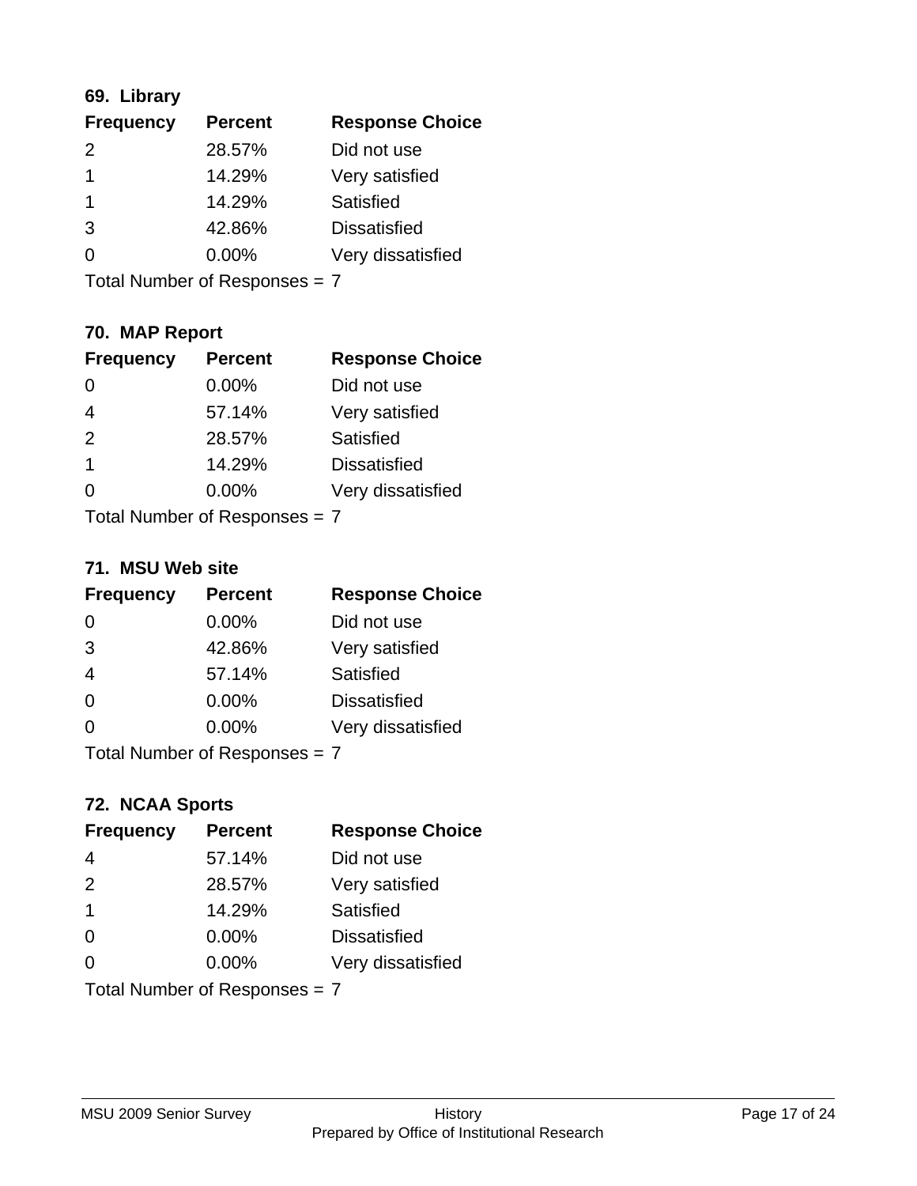### 69. Library

| Frequency | Percent | Response Choice |
|---|---|---|
| 2 | 28.57% | Did not use |
| 1 | 14.29% | Very satisfied |
| 1 | 14.29% | Satisfied |
| 3 | 42.86% | Dissatisfied |
| 0 | 0.00% | Very dissatisfied |

Total Number of Responses = 7

### 70. MAP Report

| Frequency | Percent | Response Choice |
|---|---|---|
| 0 | 0.00% | Did not use |
| 4 | 57.14% | Very satisfied |
| 2 | 28.57% | Satisfied |
| 1 | 14.29% | Dissatisfied |
| 0 | 0.00% | Very dissatisfied |

Total Number of Responses = 7

### 71. MSU Web site

| Frequency | Percent | Response Choice |
|---|---|---|
| 0 | 0.00% | Did not use |
| 3 | 42.86% | Very satisfied |
| 4 | 57.14% | Satisfied |
| 0 | 0.00% | Dissatisfied |
| 0 | 0.00% | Very dissatisfied |

Total Number of Responses = 7

### 72. NCAA Sports

| Frequency | Percent | Response Choice |
|---|---|---|
| 4 | 57.14% | Did not use |
| 2 | 28.57% | Very satisfied |
| 1 | 14.29% | Satisfied |
| 0 | 0.00% | Dissatisfied |
| 0 | 0.00% | Very dissatisfied |

Total Number of Responses = 7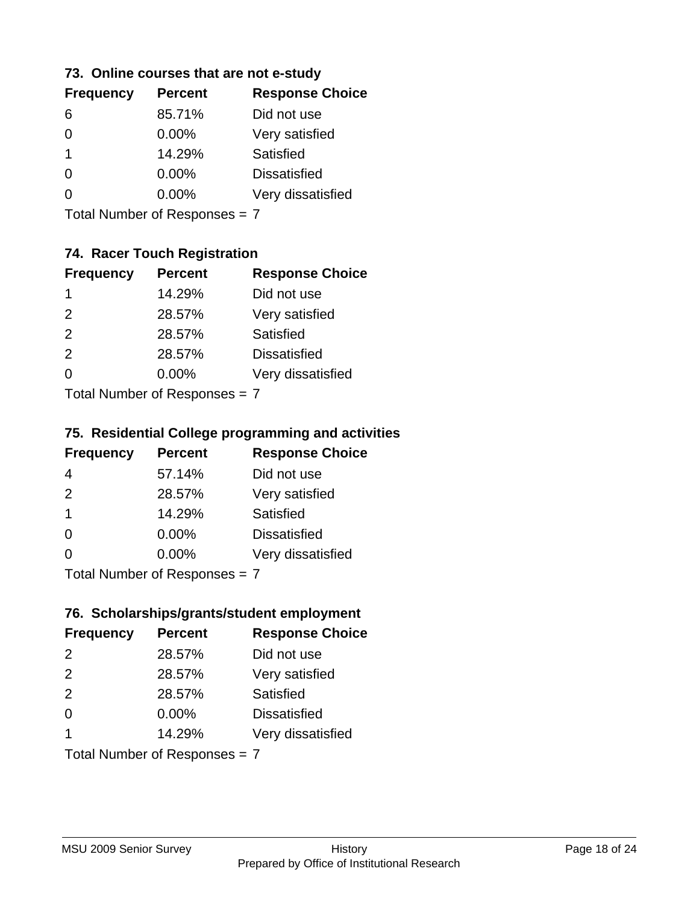### 73. Online courses that are not e-study

| Frequency | Percent | Response Choice |
|---|---|---|
| 6 | 85.71% | Did not use |
| 0 | 0.00% | Very satisfied |
| 1 | 14.29% | Satisfied |
| 0 | 0.00% | Dissatisfied |
| 0 | 0.00% | Very dissatisfied |

Total Number of Responses = 7

### 74. Racer Touch Registration

| Frequency | Percent | Response Choice |
|---|---|---|
| 1 | 14.29% | Did not use |
| 2 | 28.57% | Very satisfied |
| 2 | 28.57% | Satisfied |
| 2 | 28.57% | Dissatisfied |
| 0 | 0.00% | Very dissatisfied |

Total Number of Responses = 7

### 75. Residential College programming and activities

| Frequency | Percent | Response Choice |
|---|---|---|
| 4 | 57.14% | Did not use |
| 2 | 28.57% | Very satisfied |
| 1 | 14.29% | Satisfied |
| 0 | 0.00% | Dissatisfied |
| 0 | 0.00% | Very dissatisfied |

Total Number of Responses = 7

### 76. Scholarships/grants/student employment

| Frequency | Percent | Response Choice |
|---|---|---|
| 2 | 28.57% | Did not use |
| 2 | 28.57% | Very satisfied |
| 2 | 28.57% | Satisfied |
| 0 | 0.00% | Dissatisfied |
| 1 | 14.29% | Very dissatisfied |

Total Number of Responses = 7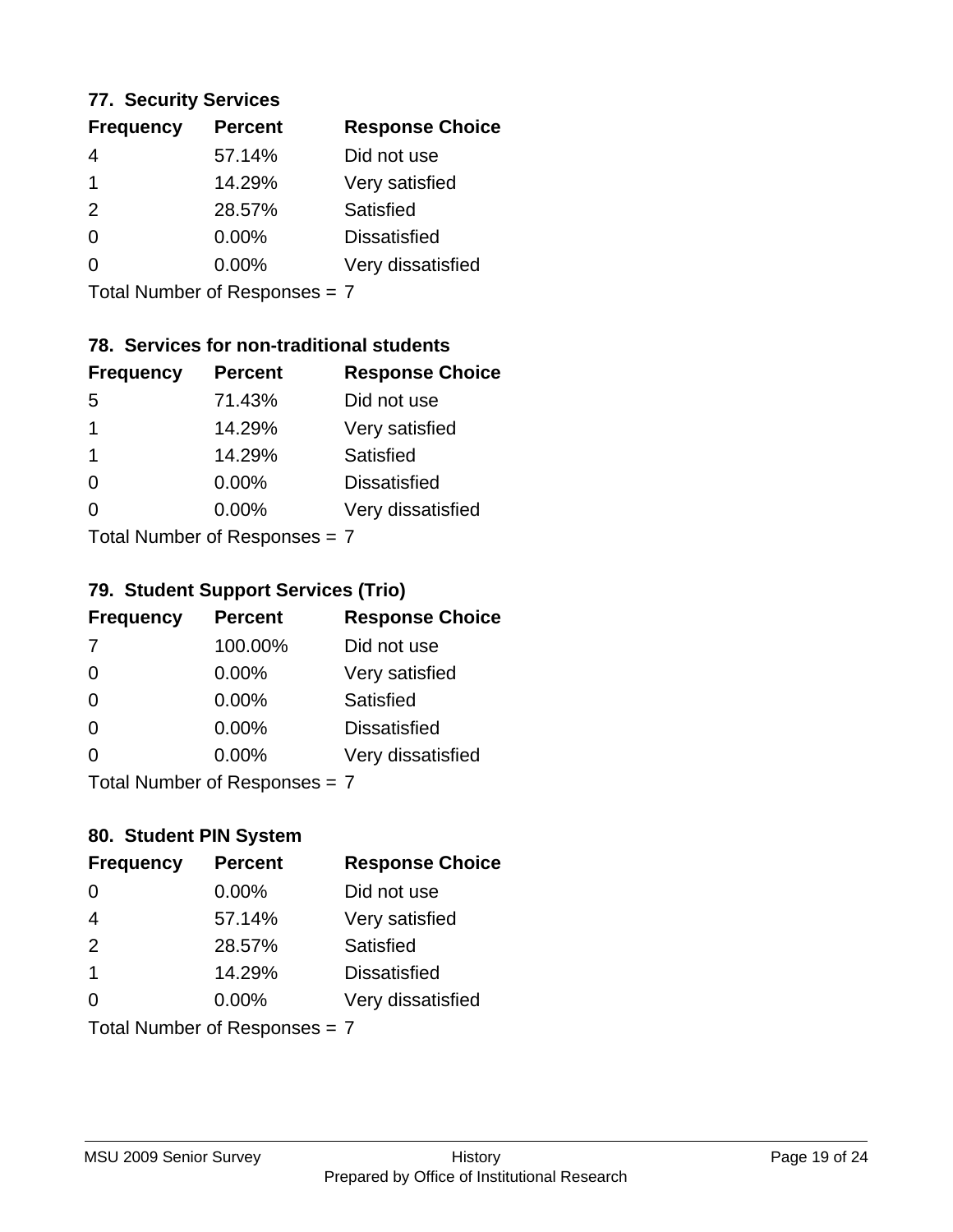### 77. Security Services

| Frequency | Percent | Response Choice |
|---|---|---|
| 4 | 57.14% | Did not use |
| 1 | 14.29% | Very satisfied |
| 2 | 28.57% | Satisfied |
| 0 | 0.00% | Dissatisfied |
| 0 | 0.00% | Very dissatisfied |

Total Number of Responses = 7

### 78. Services for non-traditional students

| Frequency | Percent | Response Choice |
|---|---|---|
| 5 | 71.43% | Did not use |
| 1 | 14.29% | Very satisfied |
| 1 | 14.29% | Satisfied |
| 0 | 0.00% | Dissatisfied |
| 0 | 0.00% | Very dissatisfied |

Total Number of Responses = 7

### 79. Student Support Services (Trio)

| Frequency | Percent | Response Choice |
|---|---|---|
| 7 | 100.00% | Did not use |
| 0 | 0.00% | Very satisfied |
| 0 | 0.00% | Satisfied |
| 0 | 0.00% | Dissatisfied |
| 0 | 0.00% | Very dissatisfied |

Total Number of Responses = 7

### 80. Student PIN System

| Frequency | Percent | Response Choice |
|---|---|---|
| 0 | 0.00% | Did not use |
| 4 | 57.14% | Very satisfied |
| 2 | 28.57% | Satisfied |
| 1 | 14.29% | Dissatisfied |
| 0 | 0.00% | Very dissatisfied |

Total Number of Responses = 7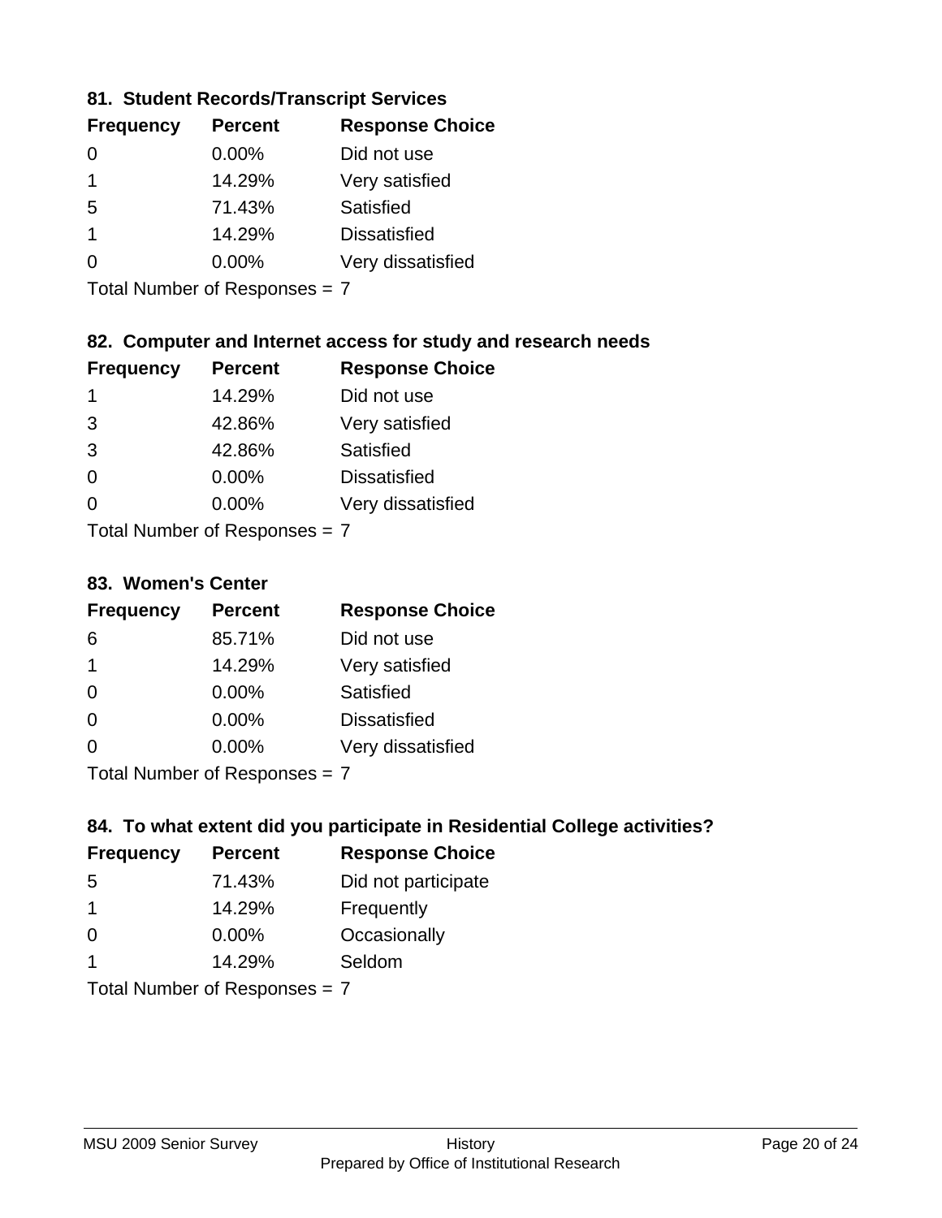### 81. Student Records/Transcript Services

| Frequency | Percent | Response Choice |
|---|---|---|
| 0 | 0.00% | Did not use |
| 1 | 14.29% | Very satisfied |
| 5 | 71.43% | Satisfied |
| 1 | 14.29% | Dissatisfied |
| 0 | 0.00% | Very dissatisfied |

Total Number of Responses = 7

### 82. Computer and Internet access for study and research needs

| Frequency | Percent | Response Choice |
|---|---|---|
| 1 | 14.29% | Did not use |
| 3 | 42.86% | Very satisfied |
| 3 | 42.86% | Satisfied |
| 0 | 0.00% | Dissatisfied |
| 0 | 0.00% | Very dissatisfied |

Total Number of Responses = 7

### 83. Women's Center

| Frequency | Percent | Response Choice |
|---|---|---|
| 6 | 85.71% | Did not use |
| 1 | 14.29% | Very satisfied |
| 0 | 0.00% | Satisfied |
| 0 | 0.00% | Dissatisfied |
| 0 | 0.00% | Very dissatisfied |

Total Number of Responses = 7

### 84. To what extent did you participate in Residential College activities?

| Frequency | Percent | Response Choice |
|---|---|---|
| 5 | 71.43% | Did not participate |
| 1 | 14.29% | Frequently |
| 0 | 0.00% | Occasionally |
| 1 | 14.29% | Seldom |

Total Number of Responses = 7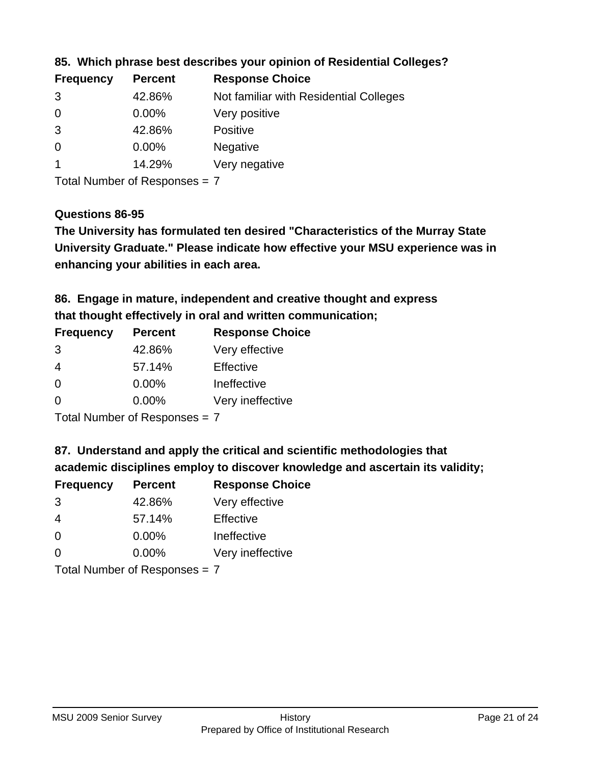### 85. Which phrase best describes your opinion of Residential Colleges?

| Frequency | Percent | Response Choice |
|---|---|---|
| 3 | 42.86% | Not familiar with Residential Colleges |
| 0 | 0.00% | Very positive |
| 3 | 42.86% | Positive |
| 0 | 0.00% | Negative |
| 1 | 14.29% | Very negative |

Total Number of Responses = 7

### Questions 86-95

**The University has formulated ten desired "Characteristics of the Murray State University Graduate." Please indicate how effective your MSU experience was in enhancing your abilities in each area.**

### 86. Engage in mature, independent and creative thought and express that thought effectively in oral and written communication;

| Frequency | Percent | Response Choice |
|---|---|---|
| 3 | 42.86% | Very effective |
| 4 | 57.14% | Effective |
| 0 | 0.00% | Ineffective |
| 0 | 0.00% | Very ineffective |

Total Number of Responses = 7

### 87. Understand and apply the critical and scientific methodologies that academic disciplines employ to discover knowledge and ascertain its validity;

| Frequency | Percent | Response Choice |
|---|---|---|
| 3 | 42.86% | Very effective |
| 4 | 57.14% | Effective |
| 0 | 0.00% | Ineffective |
| 0 | 0.00% | Very ineffective |

Total Number of Responses = 7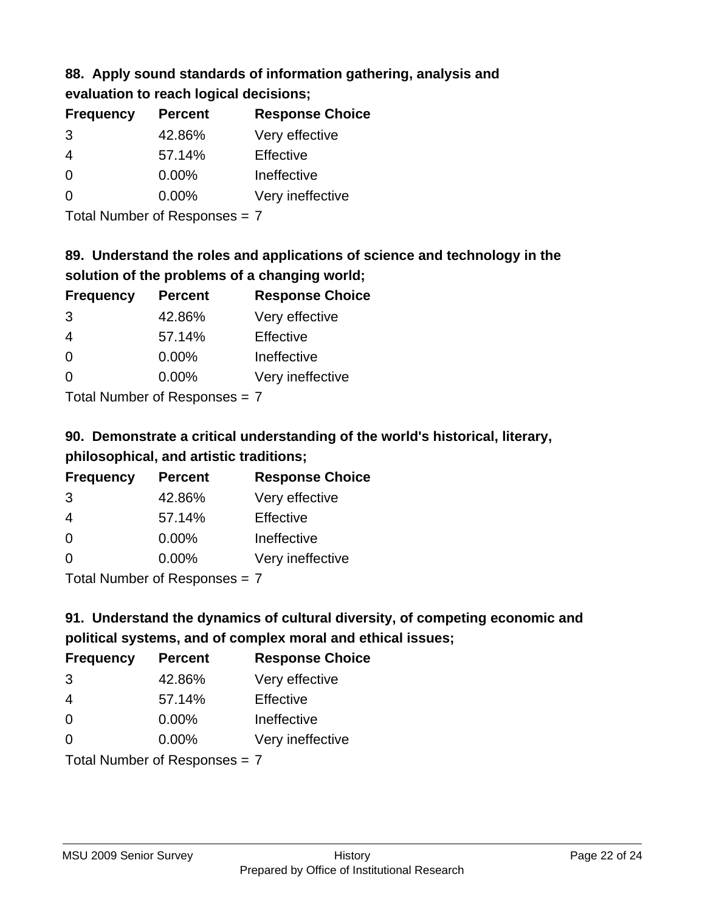**88. Apply sound standards of information gathering, analysis and evaluation to reach logical decisions;**

| Frequency | Percent | Response Choice |
|---|---|---|
| 3 | 42.86% | Very effective |
| 4 | 57.14% | Effective |
| 0 | 0.00% | Ineffective |
| 0 | 0.00% | Very ineffective |

Total Number of Responses = 7

**89. Understand the roles and applications of science and technology in the solution of the problems of a changing world;**

| Frequency | Percent | Response Choice |
|---|---|---|
| 3 | 42.86% | Very effective |
| 4 | 57.14% | Effective |
| 0 | 0.00% | Ineffective |
| 0 | 0.00% | Very ineffective |

Total Number of Responses = 7

**90. Demonstrate a critical understanding of the world's historical, literary, philosophical, and artistic traditions;**

| Frequency | Percent | Response Choice |
|---|---|---|
| 3 | 42.86% | Very effective |
| 4 | 57.14% | Effective |
| 0 | 0.00% | Ineffective |
| 0 | 0.00% | Very ineffective |

Total Number of Responses = 7

**91. Understand the dynamics of cultural diversity, of competing economic and political systems, and of complex moral and ethical issues;**

| Frequency | Percent | Response Choice |
|---|---|---|
| 3 | 42.86% | Very effective |
| 4 | 57.14% | Effective |
| 0 | 0.00% | Ineffective |
| 0 | 0.00% | Very ineffective |

Total Number of Responses = 7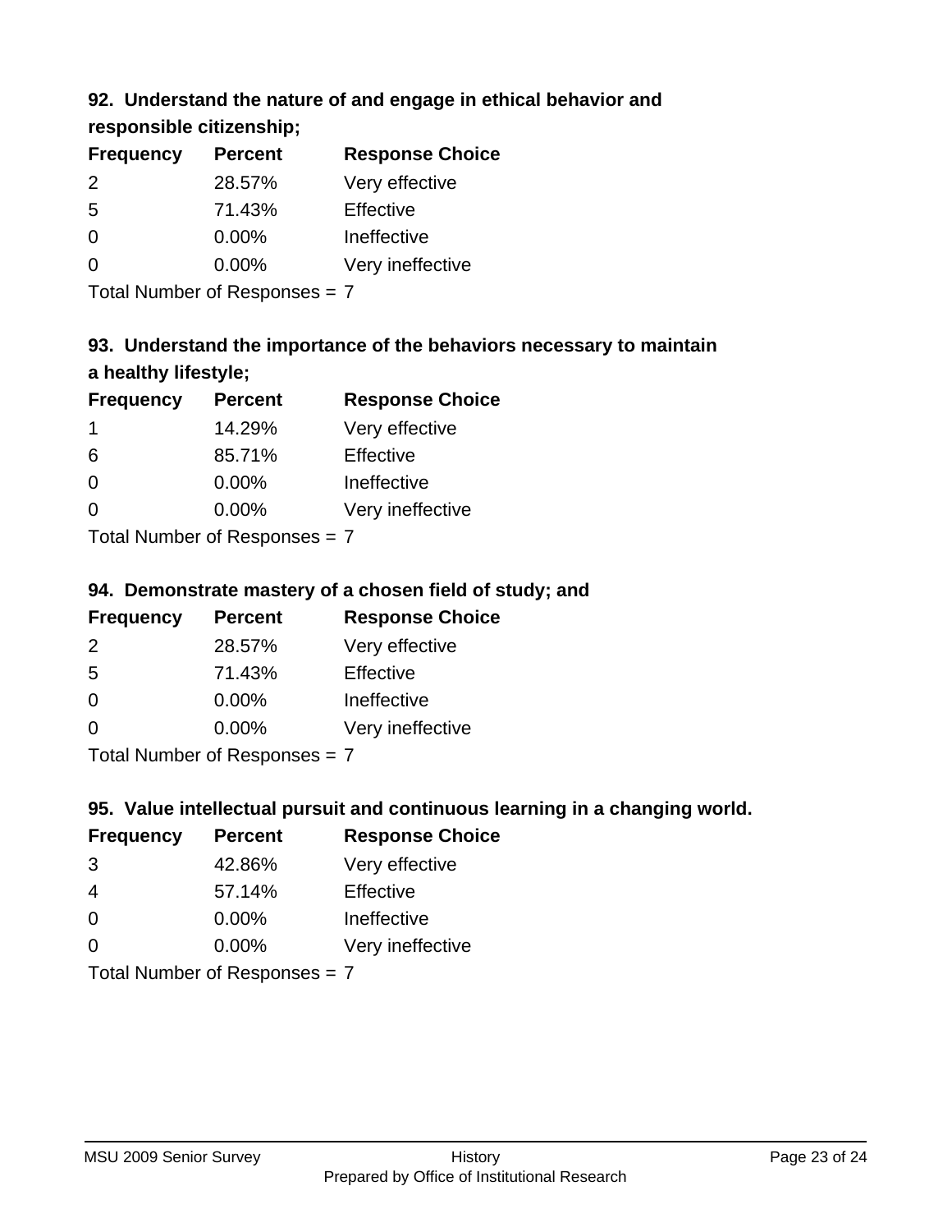### 92. Understand the nature of and engage in ethical behavior and responsible citizenship;

| Frequency | Percent | Response Choice |
|---|---|---|
| 2 | 28.57% | Very effective |
| 5 | 71.43% | Effective |
| 0 | 0.00% | Ineffective |
| 0 | 0.00% | Very ineffective |

Total Number of Responses = 7

### 93. Understand the importance of the behaviors necessary to maintain a healthy lifestyle;

| Frequency | Percent | Response Choice |
|---|---|---|
| 1 | 14.29% | Very effective |
| 6 | 85.71% | Effective |
| 0 | 0.00% | Ineffective |
| 0 | 0.00% | Very ineffective |

Total Number of Responses = 7

### 94. Demonstrate mastery of a chosen field of study; and

| Frequency | Percent | Response Choice |
|---|---|---|
| 2 | 28.57% | Very effective |
| 5 | 71.43% | Effective |
| 0 | 0.00% | Ineffective |
| 0 | 0.00% | Very ineffective |

Total Number of Responses = 7

### 95. Value intellectual pursuit and continuous learning in a changing world.

| Frequency | Percent | Response Choice |
|---|---|---|
| 3 | 42.86% | Very effective |
| 4 | 57.14% | Effective |
| 0 | 0.00% | Ineffective |
| 0 | 0.00% | Very ineffective |

Total Number of Responses = 7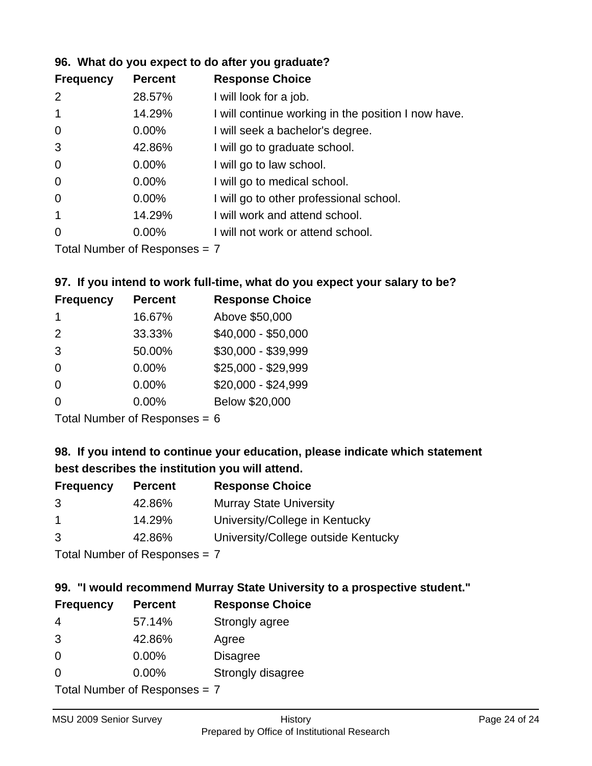### 96. What do you expect to do after you graduate?

| Frequency | Percent | Response Choice |
|---|---|---|
| 2 | 28.57% | I will look for a job. |
| 1 | 14.29% | I will continue working in the position I now have. |
| 0 | 0.00% | I will seek a bachelor's degree. |
| 3 | 42.86% | I will go to graduate school. |
| 0 | 0.00% | I will go to law school. |
| 0 | 0.00% | I will go to medical school. |
| 0 | 0.00% | I will go to other professional school. |
| 1 | 14.29% | I will work and attend school. |
| 0 | 0.00% | I will not work or attend school. |

Total Number of Responses = 7

### 97. If you intend to work full-time, what do you expect your salary to be?

| Frequency | Percent | Response Choice |
|---|---|---|
| 1 | 16.67% | Above $50,000 |
| 2 | 33.33% | $40,000 - $50,000 |
| 3 | 50.00% | $30,000 - $39,999 |
| 0 | 0.00% | $25,000 - $29,999 |
| 0 | 0.00% | $20,000 - $24,999 |
| 0 | 0.00% | Below $20,000 |

Total Number of Responses = 6

### 98. If you intend to continue your education, please indicate which statement best describes the institution you will attend.

| Frequency | Percent | Response Choice |
|---|---|---|
| 3 | 42.86% | Murray State University |
| 1 | 14.29% | University/College in Kentucky |
| 3 | 42.86% | University/College outside Kentucky |

Total Number of Responses = 7

### 99. "I would recommend Murray State University to a prospective student."

| Frequency | Percent | Response Choice |
|---|---|---|
| 4 | 57.14% | Strongly agree |
| 3 | 42.86% | Agree |
| 0 | 0.00% | Disagree |
| 0 | 0.00% | Strongly disagree |

Total Number of Responses = 7